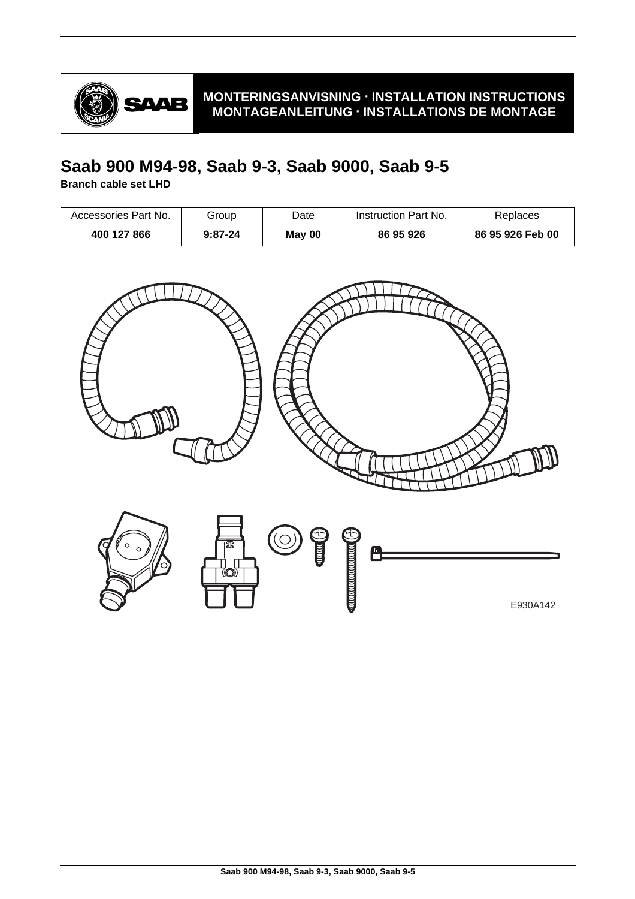MONTERINGSANVISNING · INSTALLATION INSTRUCTIONS
MONTAGEANLEITUNG · INSTALLATIONS DE MONTAGE

# Saab 900 M94-98, Saab 9-3, Saab 9000, Saab 9-5

**Branch cable set LHD**

| Accessories Part No. | Group | Date | Instruction Part No. | Replaces |
|---|---|---|---|---|
| **400 127 866** | **9:87-24** | **May 00** | **86 95 926** | **86 95 926 Feb 00** |

E930A142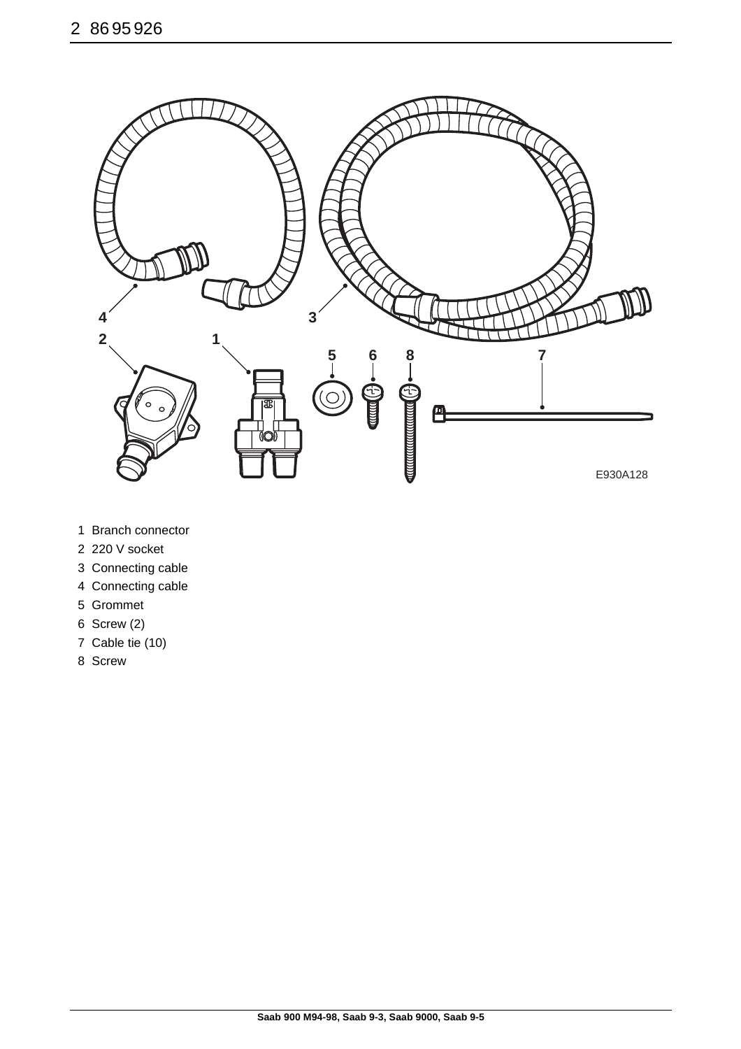1 Branch connector
2 220 V socket
3 Connecting cable
4 Connecting cable
5 Grommet
6 Screw (2)
7 Cable tie (10)
8 Screw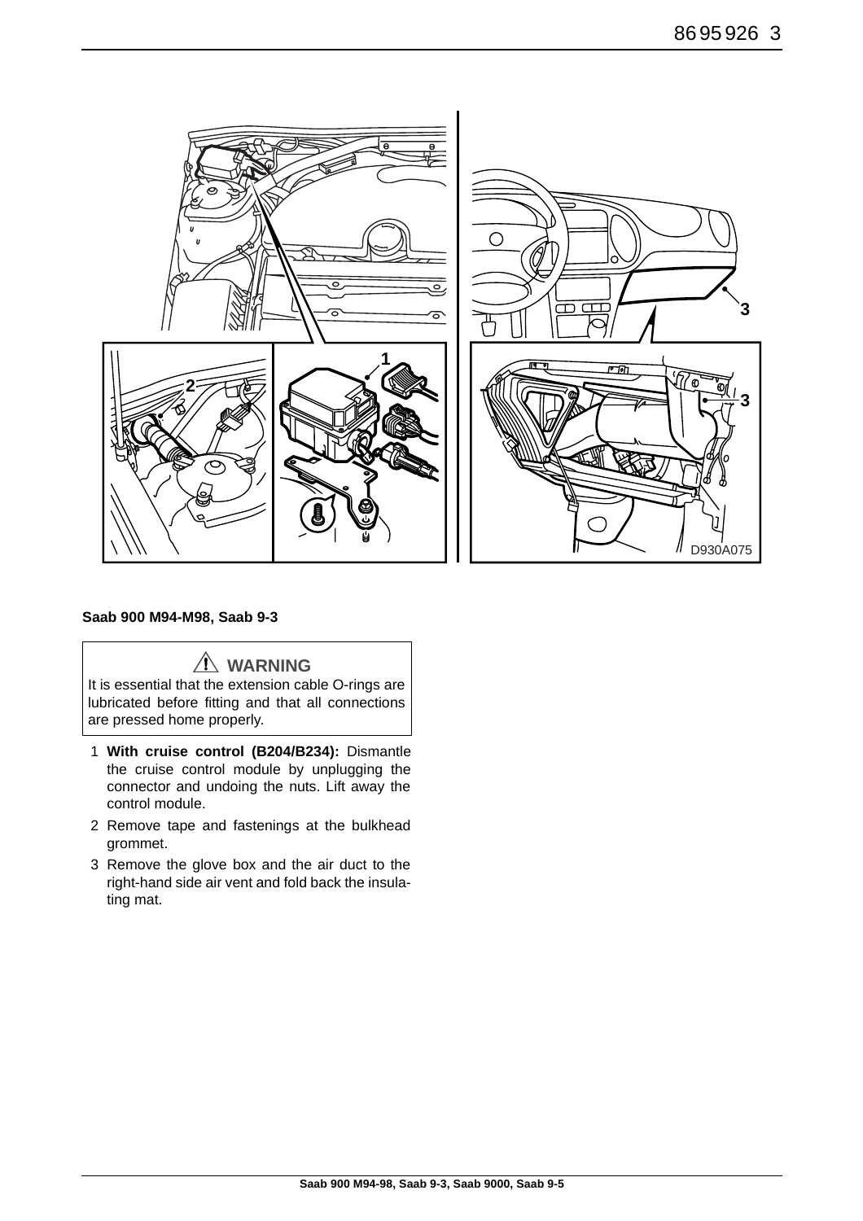**Saab 900 M94-M98, Saab 9-3**

> ⚠ **WARNING**
>
> It is essential that the extension cable O-rings are lubricated before fitting and that all connections are pressed home properly.

1. **With cruise control (B204/B234):** Dismantle the cruise control module by unplugging the connector and undoing the nuts. Lift away the control module.
2. Remove tape and fastenings at the bulkhead grommet.
3. Remove the glove box and the air duct to the right-hand side air vent and fold back the insulating mat.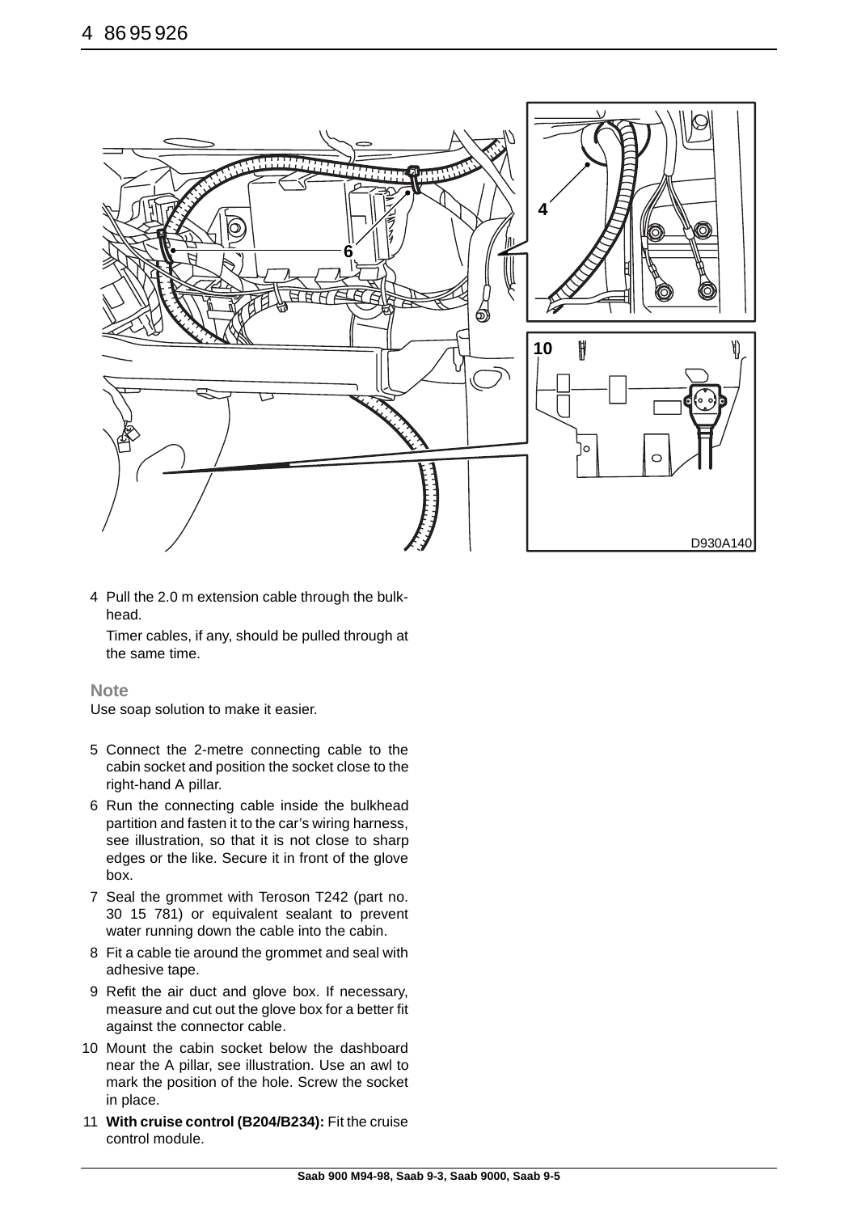4 Pull the 2.0 m extension cable through the bulkhead.

Timer cables, if any, should be pulled through at the same time.

**Note**

Use soap solution to make it easier.

5 Connect the 2-metre connecting cable to the cabin socket and position the socket close to the right-hand A pillar.

6 Run the connecting cable inside the bulkhead partition and fasten it to the car's wiring harness, see illustration, so that it is not close to sharp edges or the like. Secure it in front of the glove box.

7 Seal the grommet with Teroson T242 (part no. 30 15 781) or equivalent sealant to prevent water running down the cable into the cabin.

8 Fit a cable tie around the grommet and seal with adhesive tape.

9 Refit the air duct and glove box. If necessary, measure and cut out the glove box for a better fit against the connector cable.

10 Mount the cabin socket below the dashboard near the A pillar, see illustration. Use an awl to mark the position of the hole. Screw the socket in place.

11 **With cruise control (B204/B234):** Fit the cruise control module.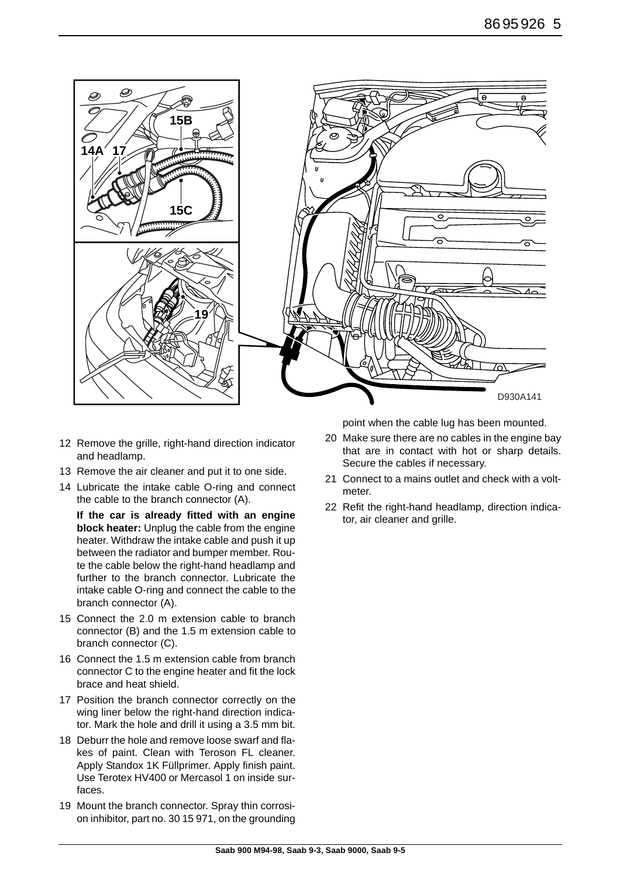12 Remove the grille, right-hand direction indicator and headlamp.

13 Remove the air cleaner and put it to one side.

14 Lubricate the intake cable O-ring and connect the cable to the branch connector (A).

   **If the car is already fitted with an engine block heater:** Unplug the cable from the engine heater. Withdraw the intake cable and push it up between the radiator and bumper member. Route the cable below the right-hand headlamp and further to the branch connector. Lubricate the intake cable O-ring and connect the cable to the branch connector (A).

15 Connect the 2.0 m extension cable to branch connector (B) and the 1.5 m extension cable to branch connector (C).

16 Connect the 1.5 m extension cable from branch connector C to the engine heater and fit the lock brace and heat shield.

17 Position the branch connector correctly on the wing liner below the right-hand direction indicator. Mark the hole and drill it using a 3.5 mm bit.

18 Deburr the hole and remove loose swarf and flakes of paint. Clean with Teroson FL cleaner. Apply Standox 1K Füllprimer. Apply finish paint. Use Terotex HV400 or Mercasol 1 on inside surfaces.

19 Mount the branch connector. Spray thin corrosion inhibitor, part no. 30 15 971, on the grounding point when the cable lug has been mounted.

20 Make sure there are no cables in the engine bay that are in contact with hot or sharp details. Secure the cables if necessary.

21 Connect to a mains outlet and check with a voltmeter.

22 Refit the right-hand headlamp, direction indicator, air cleaner and grille.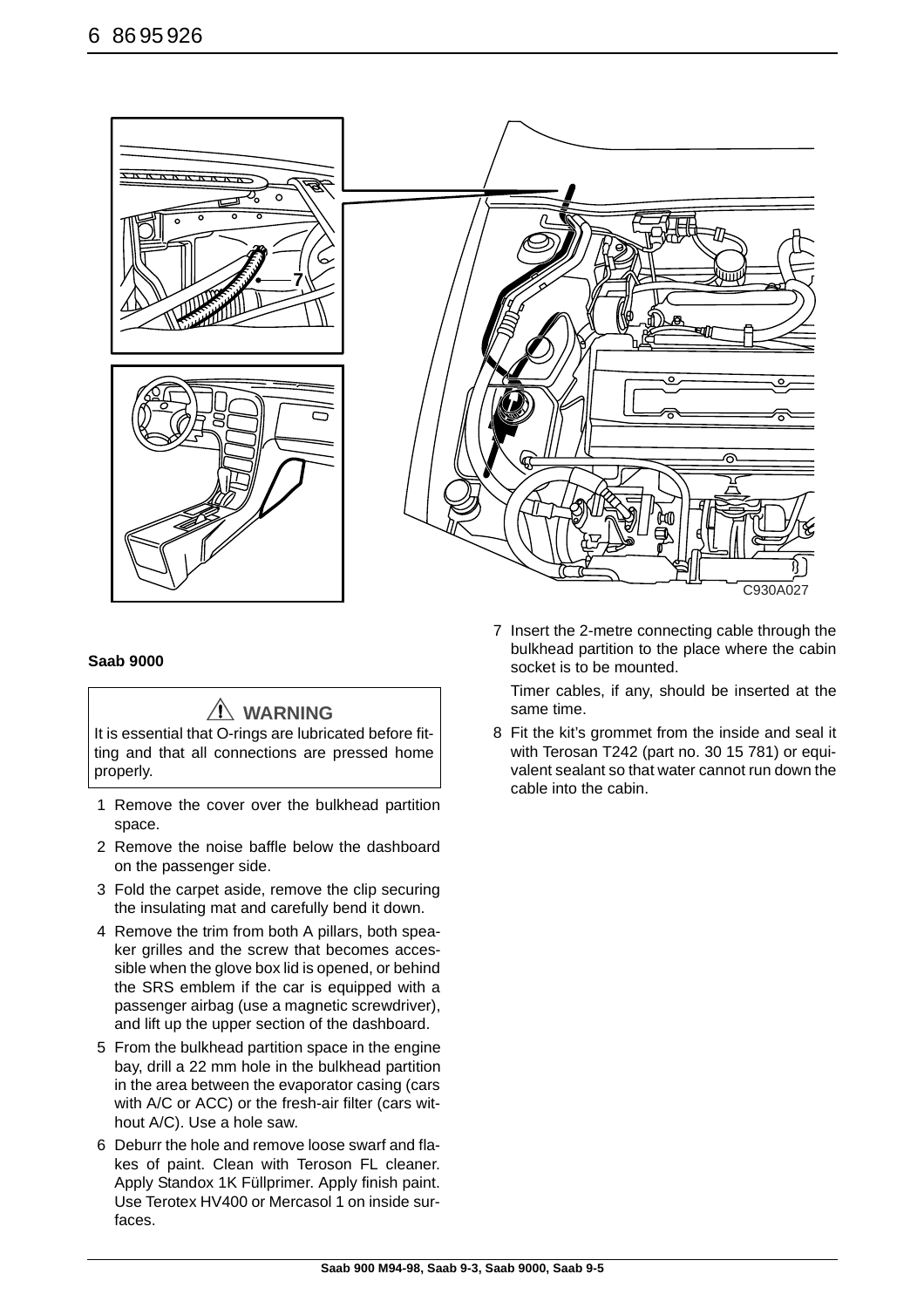C930A027

## Saab 9000

> ⚠ **WARNING**
>
> It is essential that O-rings are lubricated before fitting and that all connections are pressed home properly.

1. Remove the cover over the bulkhead partition space.
2. Remove the noise baffle below the dashboard on the passenger side.
3. Fold the carpet aside, remove the clip securing the insulating mat and carefully bend it down.
4. Remove the trim from both A pillars, both speaker grilles and the screw that becomes accessible when the glove box lid is opened, or behind the SRS emblem if the car is equipped with a passenger airbag (use a magnetic screwdriver), and lift up the upper section of the dashboard.
5. From the bulkhead partition space in the engine bay, drill a 22 mm hole in the bulkhead partition in the area between the evaporator casing (cars with A/C or ACC) or the fresh-air filter (cars without A/C). Use a hole saw.
6. Deburr the hole and remove loose swarf and flakes of paint. Clean with Teroson FL cleaner. Apply Standox 1K Füllprimer. Apply finish paint. Use Terotex HV400 or Mercasol 1 on inside surfaces.
7. Insert the 2-metre connecting cable through the bulkhead partition to the place where the cabin socket is to be mounted.

   Timer cables, if any, should be inserted at the same time.
8. Fit the kit's grommet from the inside and seal it with Terosan T242 (part no. 30 15 781) or equivalent sealant so that water cannot run down the cable into the cabin.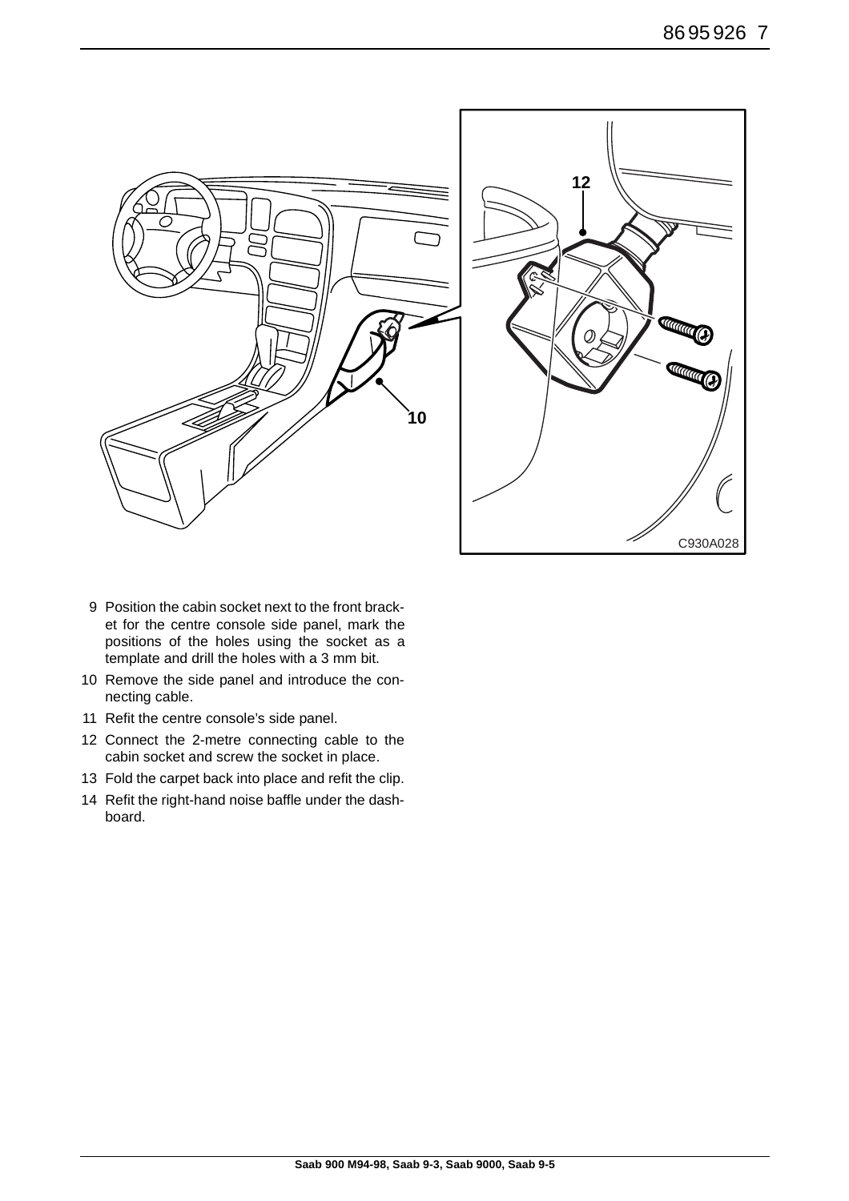12

10

C930A028

9 Position the cabin socket next to the front bracket for the centre console side panel, mark the positions of the holes using the socket as a template and drill the holes with a 3 mm bit.
10 Remove the side panel and introduce the connecting cable.
11 Refit the centre console's side panel.
12 Connect the 2-metre connecting cable to the cabin socket and screw the socket in place.
13 Fold the carpet back into place and refit the clip.
14 Refit the right-hand noise baffle under the dashboard.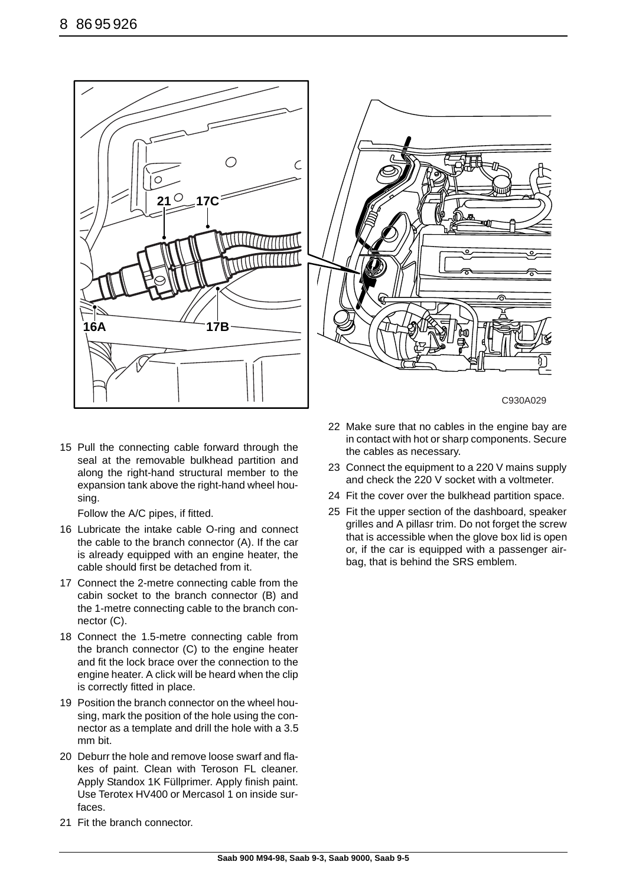15 Pull the connecting cable forward through the seal at the removable bulkhead partition and along the right-hand structural member to the expansion tank above the right-hand wheel housing.

   Follow the A/C pipes, if fitted.

16 Lubricate the intake cable O-ring and connect the cable to the branch connector (A). If the car is already equipped with an engine heater, the cable should first be detached from it.

17 Connect the 2-metre connecting cable from the cabin socket to the branch connector (B) and the 1-metre connecting cable to the branch connector (C).

18 Connect the 1.5-metre connecting cable from the branch connector (C) to the engine heater and fit the lock brace over the connection to the engine heater. A click will be heard when the clip is correctly fitted in place.

19 Position the branch connector on the wheel housing, mark the position of the hole using the connector as a template and drill the hole with a 3.5 mm bit.

20 Deburr the hole and remove loose swarf and flakes of paint. Clean with Teroson FL cleaner. Apply Standox 1K Füllprimer. Apply finish paint. Use Terotex HV400 or Mercasol 1 on inside surfaces.

21 Fit the branch connector.

22 Make sure that no cables in the engine bay are in contact with hot or sharp components. Secure the cables as necessary.

23 Connect the equipment to a 220 V mains supply and check the 220 V socket with a voltmeter.

24 Fit the cover over the bulkhead partition space.

25 Fit the upper section of the dashboard, speaker grilles and A pillasr trim. Do not forget the screw that is accessible when the glove box lid is open or, if the car is equipped with a passenger airbag, that is behind the SRS emblem.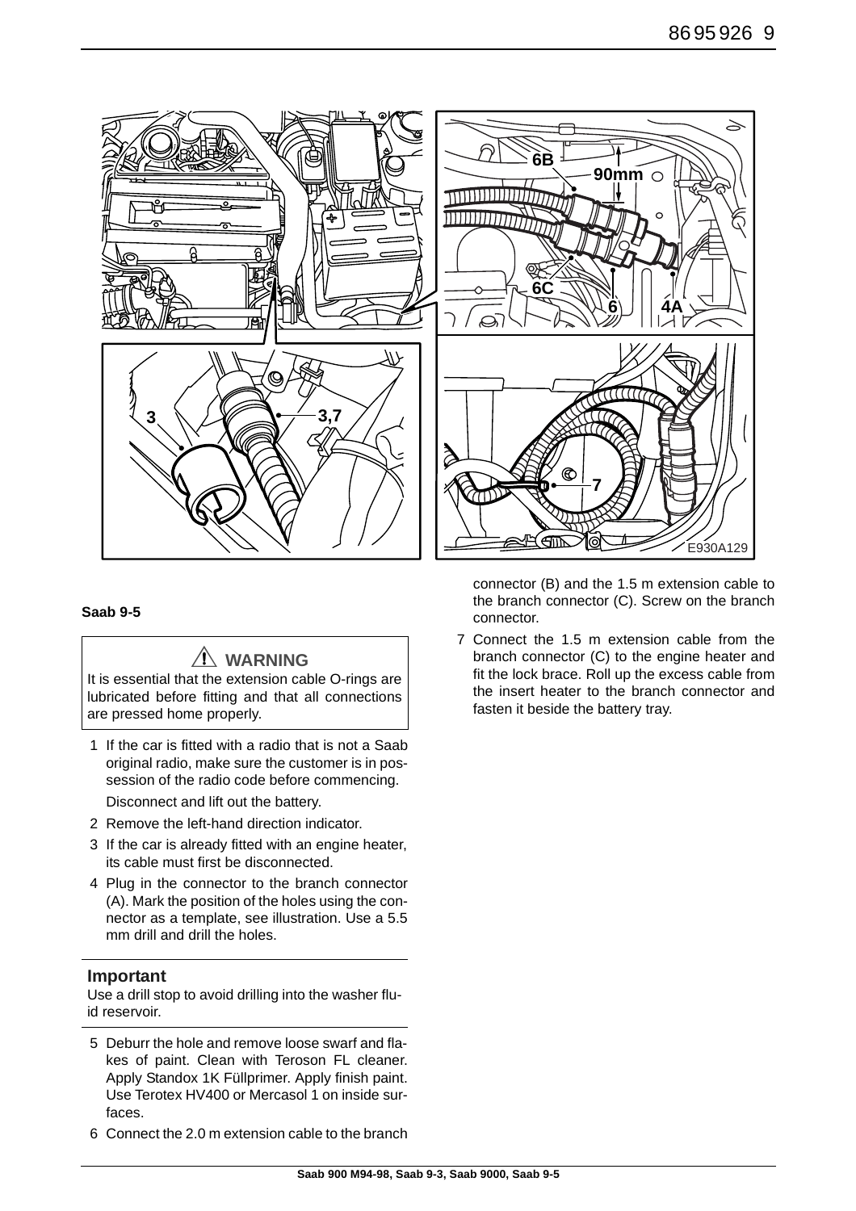**Saab 9-5**

> ⚠ **WARNING**
>
> It is essential that the extension cable O-rings are lubricated before fitting and that all connections are pressed home properly.

1. If the car is fitted with a radio that is not a Saab original radio, make sure the customer is in possession of the radio code before commencing.

   Disconnect and lift out the battery.

2. Remove the left-hand direction indicator.
3. If the car is already fitted with an engine heater, its cable must first be disconnected.
4. Plug in the connector to the branch connector (A). Mark the position of the holes using the connector as a template, see illustration. Use a 5.5 mm drill and drill the holes.

### Important

Use a drill stop to avoid drilling into the washer fluid reservoir.

5. Deburr the hole and remove loose swarf and flakes of paint. Clean with Teroson FL cleaner. Apply Standox 1K Füllprimer. Apply finish paint. Use Terotex HV400 or Mercasol 1 on inside surfaces.
6. Connect the 2.0 m extension cable to the branch connector (B) and the 1.5 m extension cable to the branch connector (C). Screw on the branch connector.
7. Connect the 1.5 m extension cable from the branch connector (C) to the engine heater and fit the lock brace. Roll up the excess cable from the insert heater to the branch connector and fasten it beside the battery tray.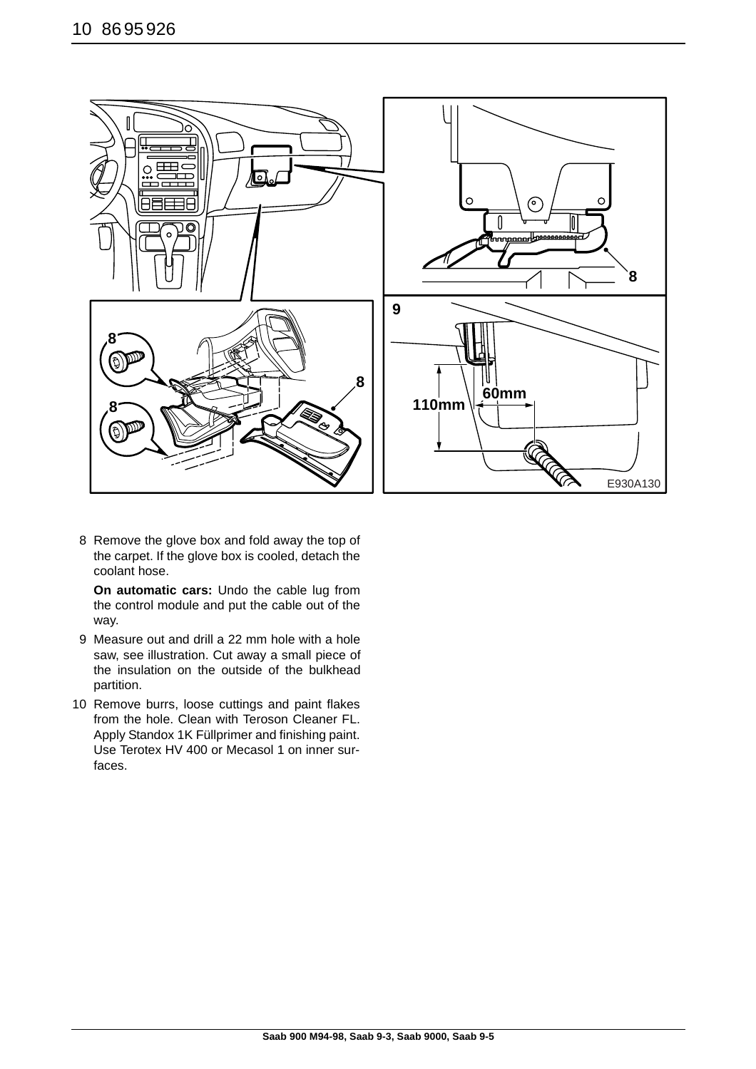8 Remove the glove box and fold away the top of the carpet. If the glove box is cooled, detach the coolant hose.

   **On automatic cars:** Undo the cable lug from the control module and put the cable out of the way.

9 Measure out and drill a 22 mm hole with a hole saw, see illustration. Cut away a small piece of the insulation on the outside of the bulkhead partition.

10 Remove burrs, loose cuttings and paint flakes from the hole. Clean with Teroson Cleaner FL. Apply Standox 1K Füllprimer and finishing paint. Use Terotex HV 400 or Mecasol 1 on inner surfaces.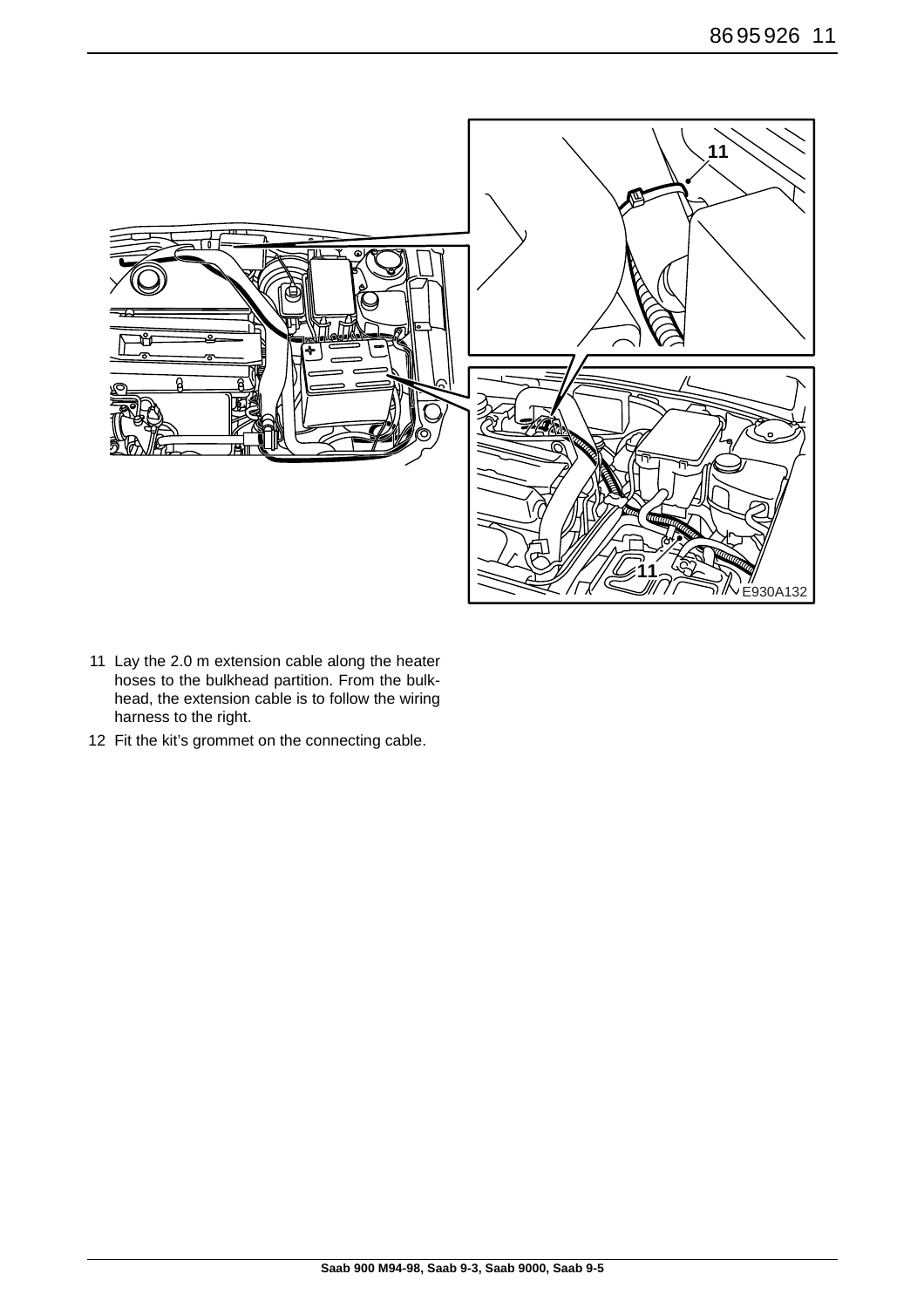11 Lay the 2.0 m extension cable along the heater hoses to the bulkhead partition. From the bulkhead, the extension cable is to follow the wiring harness to the right.

12 Fit the kit's grommet on the connecting cable.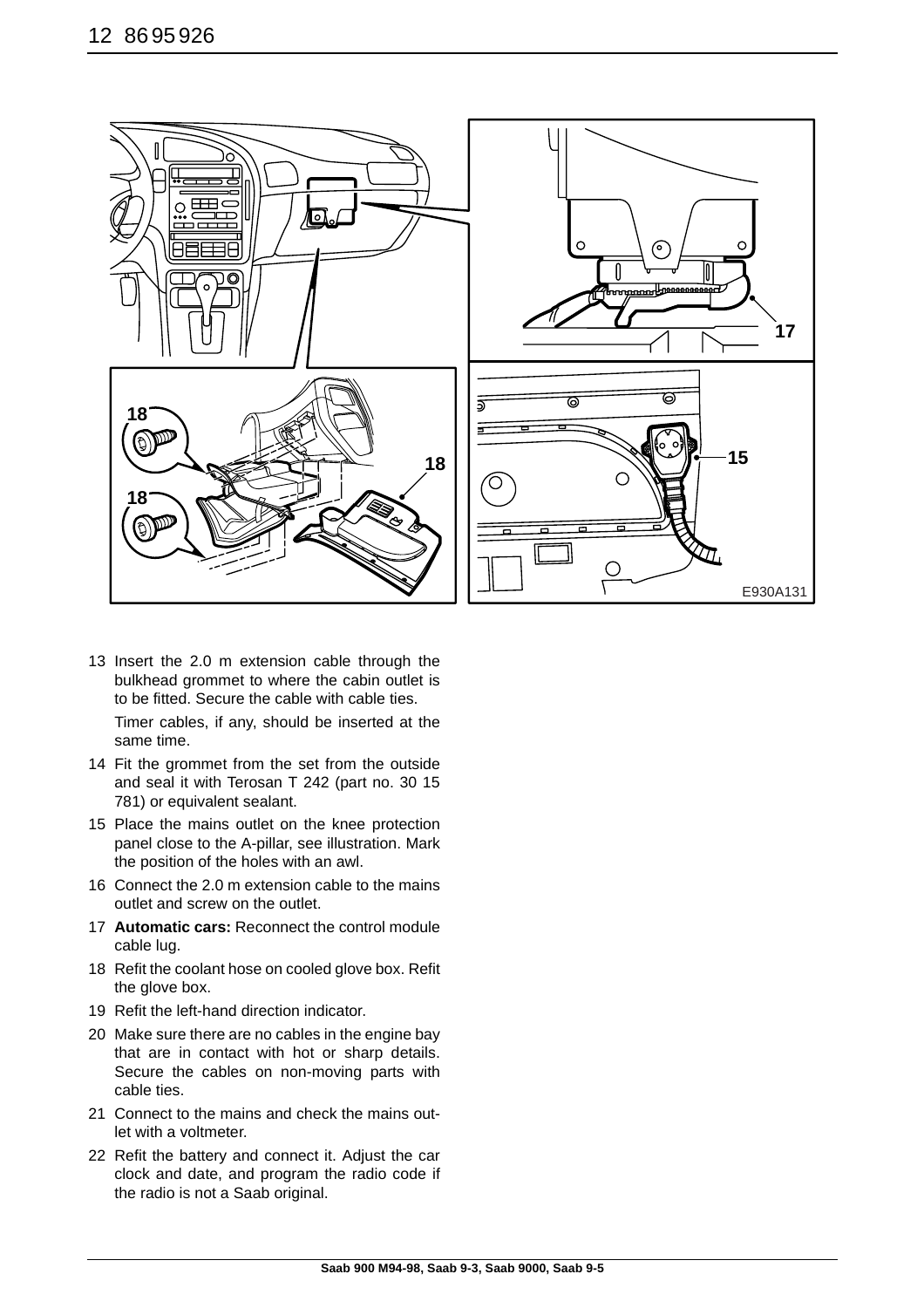13 Insert the 2.0 m extension cable through the bulkhead grommet to where the cabin outlet is to be fitted. Secure the cable with cable ties.

    Timer cables, if any, should be inserted at the same time.

14 Fit the grommet from the set from the outside and seal it with Terosan T 242 (part no. 30 15 781) or equivalent sealant.

15 Place the mains outlet on the knee protection panel close to the A-pillar, see illustration. Mark the position of the holes with an awl.

16 Connect the 2.0 m extension cable to the mains outlet and screw on the outlet.

17 **Automatic cars:** Reconnect the control module cable lug.

18 Refit the coolant hose on cooled glove box. Refit the glove box.

19 Refit the left-hand direction indicator.

20 Make sure there are no cables in the engine bay that are in contact with hot or sharp details. Secure the cables on non-moving parts with cable ties.

21 Connect to the mains and check the mains outlet with a voltmeter.

22 Refit the battery and connect it. Adjust the car clock and date, and program the radio code if the radio is not a Saab original.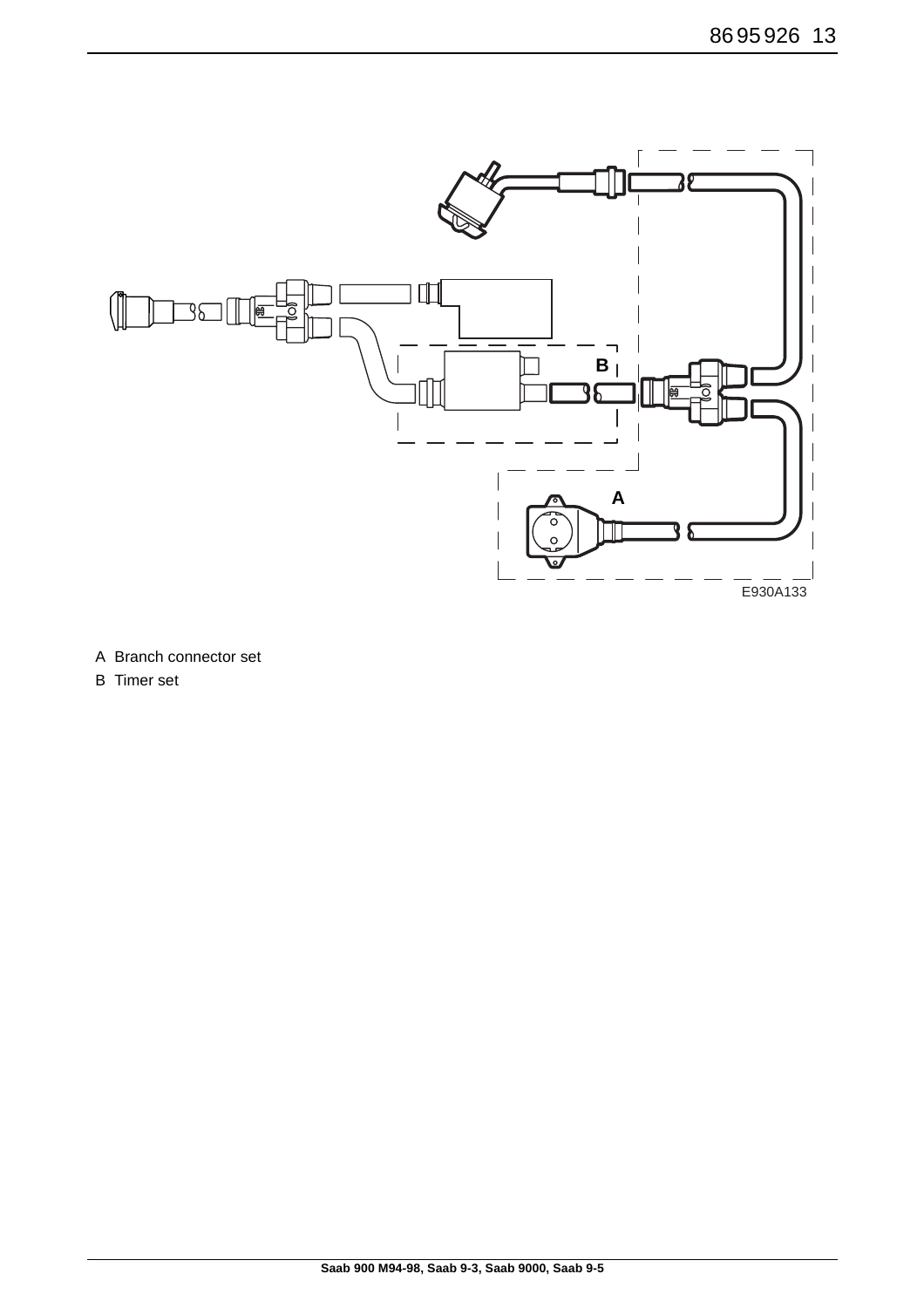A
B
E930A133

A  Branch connector set

B  Timer set